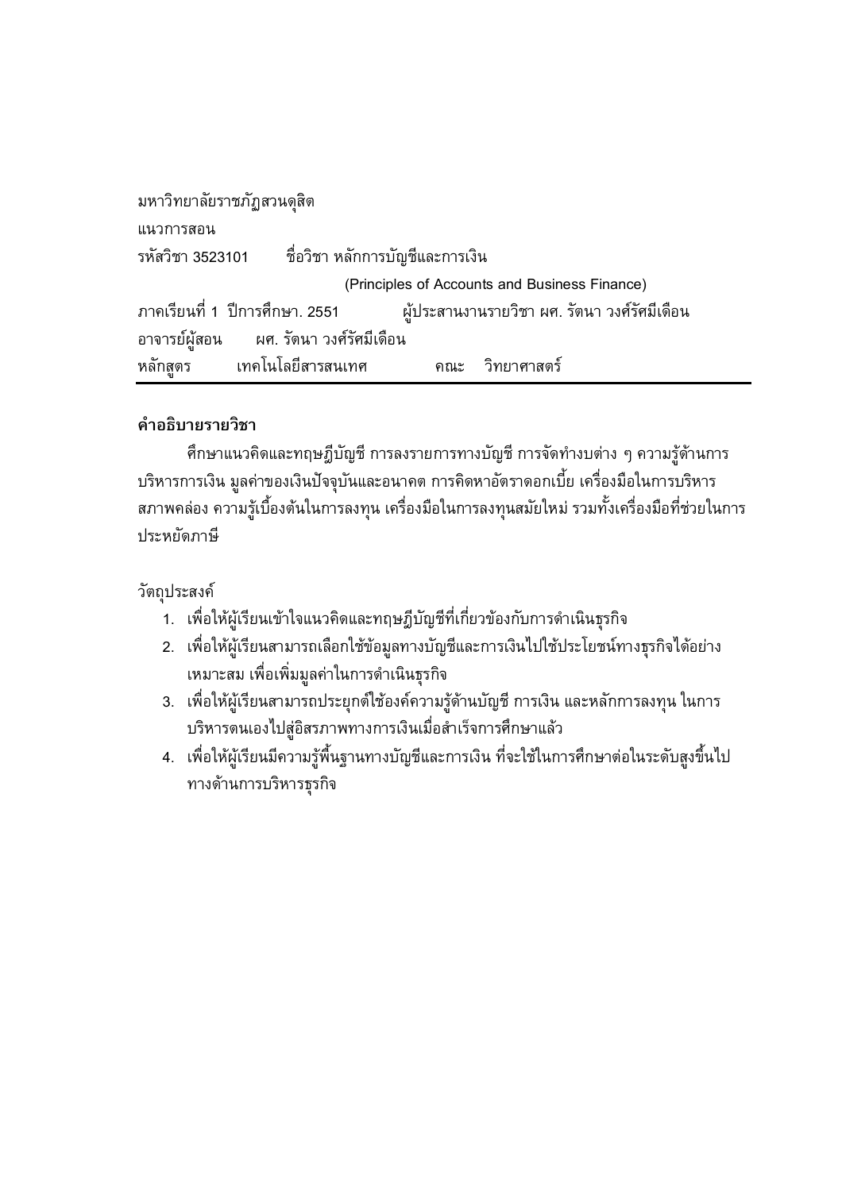มหาวิทยาลัยราชภัฏสวนดุสิต

แนวการสอน

รหัสวิชา 3523101 ชื่อวิชา หลักการบัญชีและการเงิน

(Principles of Accounts and Business Finance)

ภาคเรียนที่ 1 ปีการศึกษา. 2551 ผู้ประสานงานรายวิชา ผศ. รัตนา วงศ์รัศมีเดือน

อาจารย์ผู้สอน ผศ. รัตนา วงศ์รัศมีเดือน

หลักสูตร เทคโนโลยีสารสนเทศ คณะ วิทยาศาสตร์

---

**คำอธิบายรายวิชา**

ศึกษาแนวคิดและทฤษฎีบัญชี การลงรายการทางบัญชี การจัดทำงบต่าง ๆ ความรู้ด้านการบริหารการเงิน มูลค่าของเงินปัจจุบันและอนาคต การคิดหาอัตราดอกเบี้ย เครื่องมือในการบริหารสภาพคล่อง ความรู้เบื้องต้นในการลงทุน เครื่องมือในการลงทุนสมัยใหม่ รวมทั้งเครื่องมือที่ช่วยในการประหยัดภาษี

วัตถุประสงค์

1. เพื่อให้ผู้เรียนเข้าใจแนวคิดและทฤษฎีบัญชีที่เกี่ยวข้องกับการดำเนินธุรกิจ
2. เพื่อให้ผู้เรียนสามารถเลือกใช้ข้อมูลทางบัญชีและการเงินไปใช้ประโยชน์ทางธุรกิจได้อย่างเหมาะสม เพื่อเพิ่มมูลค่าในการดำเนินธุรกิจ
3. เพื่อให้ผู้เรียนสามารถประยุกต์ใช้องค์ความรู้ด้านบัญชี การเงิน และหลักการลงทุน ในการบริหารตนเองไปสู่อิสรภาพทางการเงินเมื่อสำเร็จการศึกษาแล้ว
4. เพื่อให้ผู้เรียนมีความรู้พื้นฐานทางบัญชีและการเงิน ที่จะใช้ในการศึกษาต่อในระดับสูงขึ้นไปทางด้านการบริหารธุรกิจ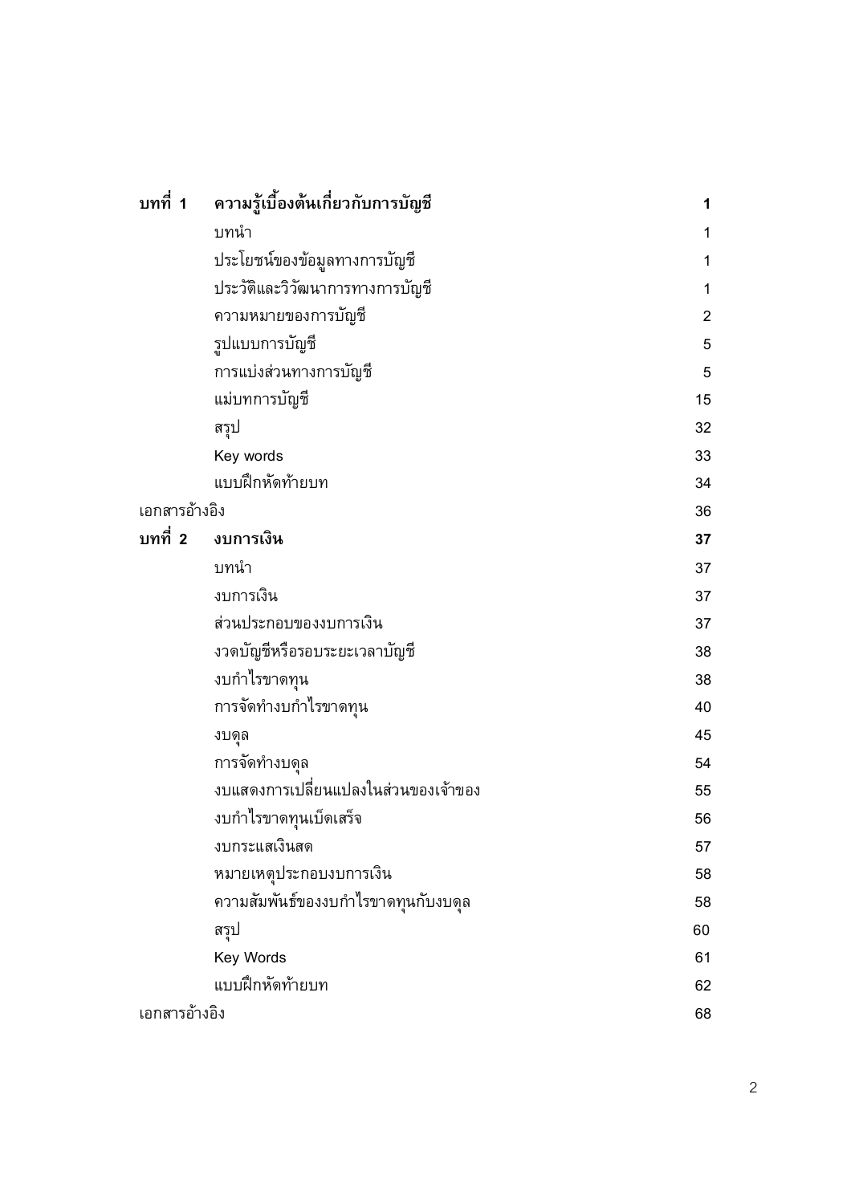| | | |
|---|---|---|
| **บทที่ 1** | **ความรู้เบื้องต้นเกี่ยวกับการบัญชี** | **1** |
| | บทนำ | 1 |
| | ประโยชน์ของข้อมูลทางการบัญชี | 1 |
| | ประวัติและวิวัฒนาการทางการบัญชี | 1 |
| | ความหมายของการบัญชี | 2 |
| | รูปแบบการบัญชี | 5 |
| | การแบ่งส่วนทางการบัญชี | 5 |
| | แม่บทการบัญชี | 15 |
| | สรุป | 32 |
| | Key words | 33 |
| | แบบฝึกหัดท้ายบท | 34 |
| เอกสารอ้างอิง | | 36 |
| **บทที่ 2** | **งบการเงิน** | **37** |
| | บทนำ | 37 |
| | งบการเงิน | 37 |
| | ส่วนประกอบของงบการเงิน | 37 |
| | งวดบัญชีหรือรอบระยะเวลาบัญชี | 38 |
| | งบกำไรขาดทุน | 38 |
| | การจัดทำงบกำไรขาดทุน | 40 |
| | งบดุล | 45 |
| | การจัดทำงบดุล | 54 |
| | งบแสดงการเปลี่ยนแปลงในส่วนของเจ้าของ | 55 |
| | งบกำไรขาดทุนเบ็ดเสร็จ | 56 |
| | งบกระแสเงินสด | 57 |
| | หมายเหตุประกอบงบการเงิน | 58 |
| | ความสัมพันธ์ของงบกำไรขาดทุนกับงบดุล | 58 |
| | สรุป | 60 |
| | Key Words | 61 |
| | แบบฝึกหัดท้ายบท | 62 |
| เอกสารอ้างอิง | | 68 |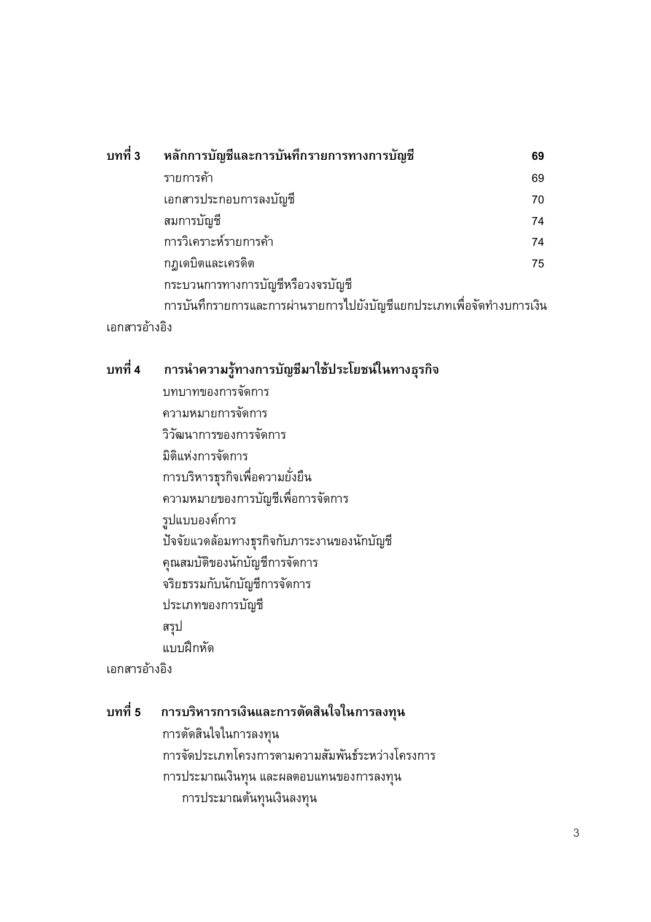| **บทที่ 3** | **หลักการบัญชีและการบันทึกรายการทางการบัญชี** | **69** |
|---|---|---|
| | รายการค้า | 69 |
| | เอกสารประกอบการลงบัญชี | 70 |
| | สมการบัญชี | 74 |
| | การวิเคราะห์รายการค้า | 74 |
| | กฎเดบิตและเครดิต | 75 |
| | กระบวนการทางการบัญชีหรือวงจรบัญชี | |
| | การบันทึกรายการและการผ่านรายการไปยังบัญชีแยกประเภทเพื่อจัดทำงบการเงิน | |
| เอกสารอ้างอิง | | |

**บทที่ 4 การนำความรู้ทางการบัญชีมาใช้ประโยชน์ในทางธุรกิจ**

- บทบาทของการจัดการ
- ความหมายการจัดการ
- วิวัฒนาการของการจัดการ
- มิติแห่งการจัดการ
- การบริหารธุรกิจเพื่อความยั่งยืน
- ความหมายของการบัญชีเพื่อการจัดการ
- รูปแบบองค์การ
- ปัจจัยแวดล้อมทางธุรกิจกับภาระงานของนักบัญชี
- คุณสมบัติของนักบัญชีการจัดการ
- จริยธรรมกับนักบัญชีการจัดการ
- ประเภทของการบัญชี
- สรุป
- แบบฝึกหัด

เอกสารอ้างอิง

**บทที่ 5 การบริหารการเงินและการตัดสินใจในการลงทุน**

- การตัดสินใจในการลงทุน
- การจัดประเภทโครงการตามความสัมพันธ์ระหว่างโครงการ
- การประมาณเงินทุน และผลตอบแทนของการลงทุน
    - การประมาณต้นทุนเงินลงทุน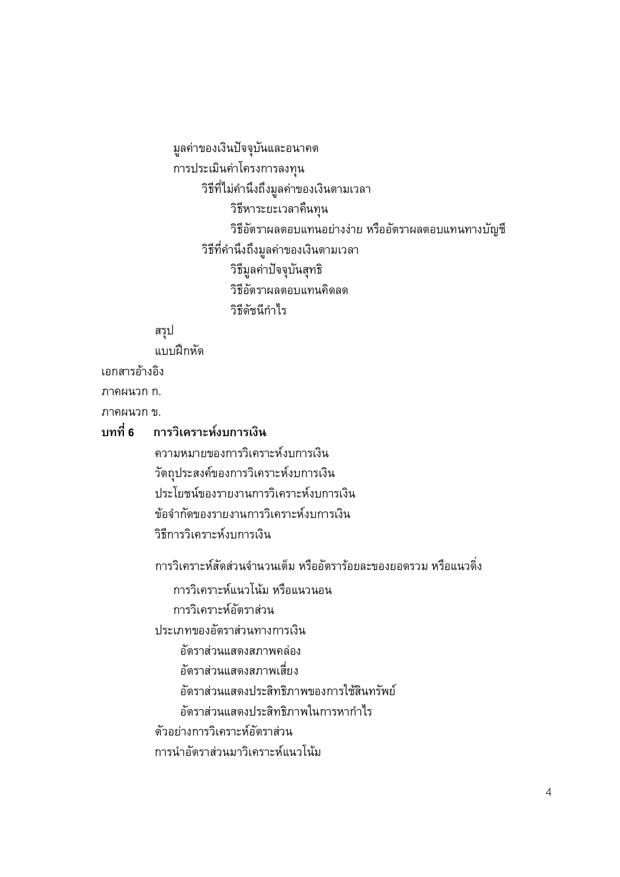มูลค่าของเงินปัจจุบันและอนาคต

การประเมินค่าโครงการลงทุน

วิธีที่ไม่คำนึงถึงมูลค่าของเงินตามเวลา

วิธีหาระยะเวลาคืนทุน

วิธีอัตราผลตอบแทนอย่างง่าย หรืออัตราผลตอบแทนทางบัญชี

วิธีที่คำนึงถึงมูลค่าของเงินตามเวลา

วิธีมูลค่าปัจจุบันสุทธิ

วิธีอัตราผลตอบแทนคิดลด

วิธีดัชนีกำไร

สรุป

แบบฝึกหัด

เอกสารอ้างอิง

ภาคผนวก ก.

ภาคผนวก ข.

**บทที่ 6 การวิเคราะห์งบการเงิน**

ความหมายของการวิเคราะห์งบการเงิน

วัตถุประสงค์ของการวิเคราะห์งบการเงิน

ประโยชน์ของรายงานการวิเคราะห์งบการเงิน

ข้อจำกัดของรายงานการวิเคราะห์งบการเงิน

วิธีการวิเคราะห์งบการเงิน

การวิเคราะห์สัดส่วนจำนวนเต็ม หรืออัตราร้อยละของยอดรวม หรือแนวดิ่ง

การวิเคราะห์แนวโน้ม หรือแนวนอน

การวิเคราะห์อัตราส่วน

ประเภทของอัตราส่วนทางการเงิน

อัตราส่วนแสดงสภาพคล่อง

อัตราส่วนแสดงสภาพเสี่ยง

อัตราส่วนแสดงประสิทธิภาพของการใช้สินทรัพย์

อัตราส่วนแสดงประสิทธิภาพในการหากำไร

ตัวอย่างการวิเคราะห์อัตราส่วน

การนำอัตราส่วนมาวิเคราะห์แนวโน้ม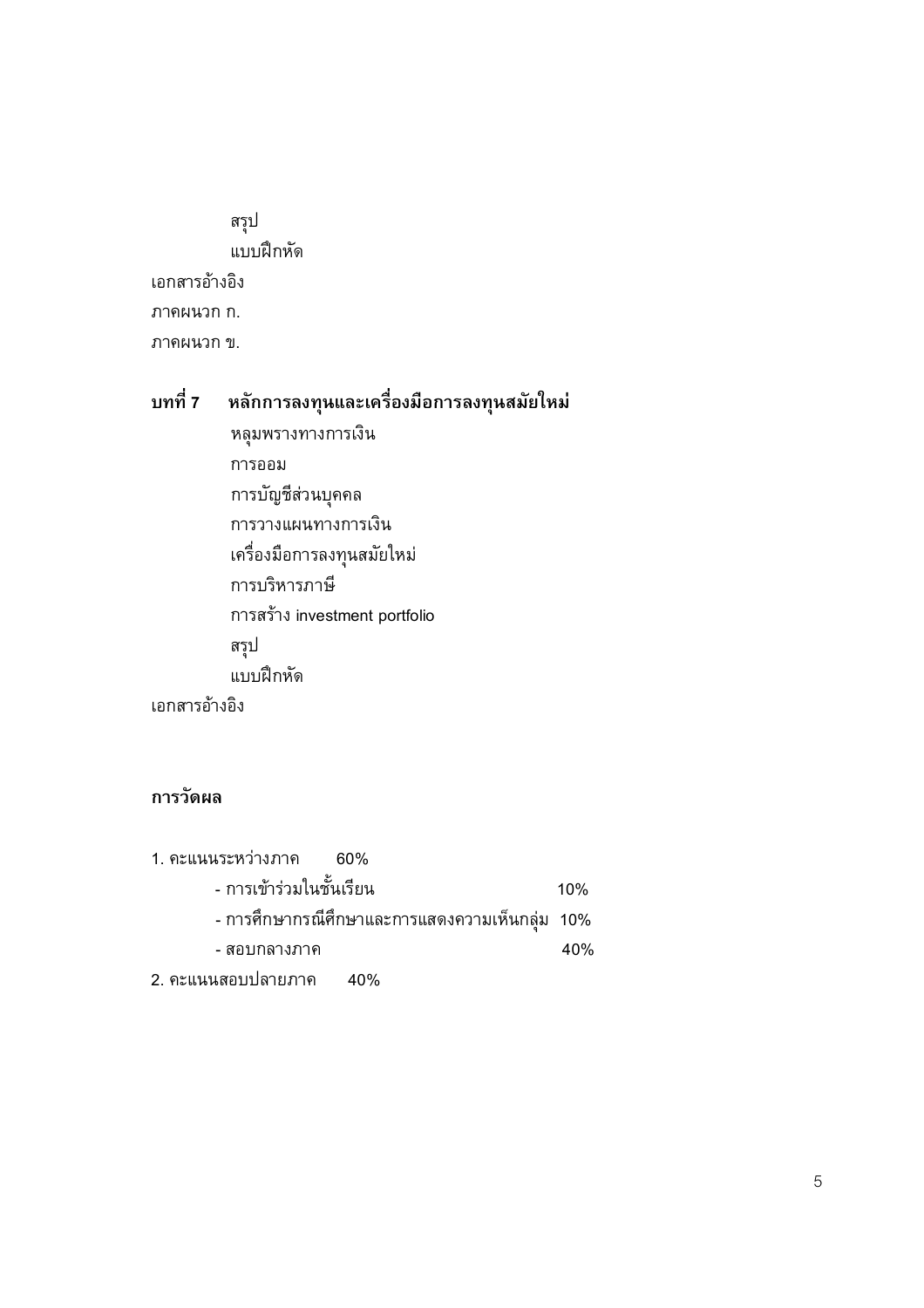สรุป

แบบฝึกหัด

เอกสารอ้างอิง

ภาคผนวก ก.

ภาคผนวก ข.

**บทที่ 7 หลักการลงทุนและเครื่องมือการลงทุนสมัยใหม่**

หลุมพรางทางการเงิน

การออม

การบัญชีส่วนบุคคล

การวางแผนทางการเงิน

เครื่องมือการลงทุนสมัยใหม่

การบริหารภาษี

การสร้าง investment portfolio

สรุป

แบบฝึกหัด

เอกสารอ้างอิง

**การวัดผล**

1. คะแนนระหว่างภาค 60%
    - การเข้าร่วมในชั้นเรียน 10%
    - การศึกษากรณีศึกษาและการแสดงความเห็นกลุ่ม 10%
    - สอบกลางภาค 40%
2. คะแนนสอบปลายภาค 40%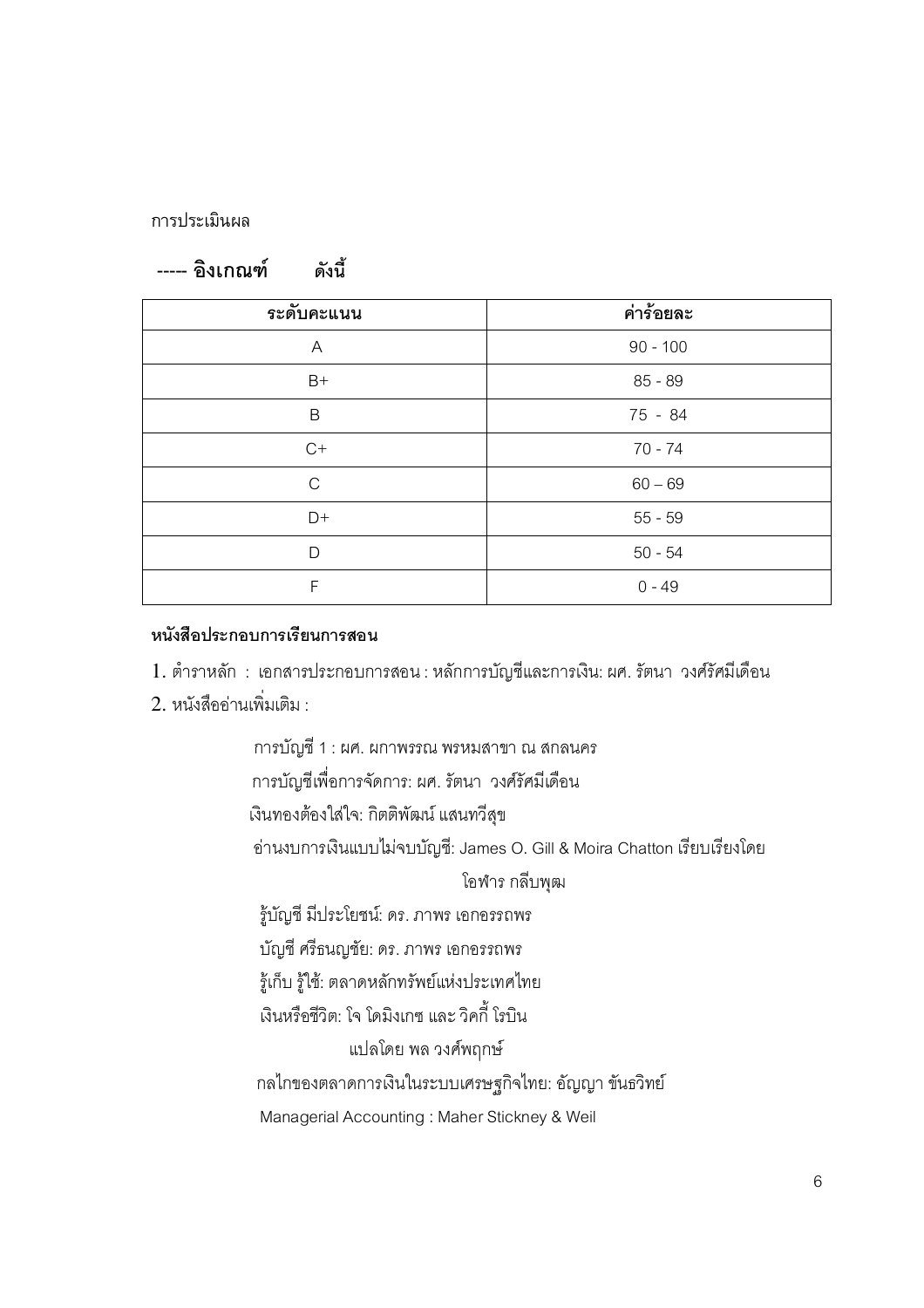การประเมินผล

**----- อิงเกณฑ์ ดังนี้**

| ระดับคะแนน | ค่าร้อยละ |
|---|---|
| A | 90 - 100 |
| B+ | 85 - 89 |
| B | 75 - 84 |
| C+ | 70 - 74 |
| C | 60 – 69 |
| D+ | 55 - 59 |
| D | 50 - 54 |
| F | 0 - 49 |

**หนังสือประกอบการเรียนการสอน**

1. ตำราหลัก : เอกสารประกอบการสอน : หลักการบัญชีและการเงิน: ผศ. รัตนา วงศ์รัศมีเดือน
2. หนังสืออ่านเพิ่มเติม :

   การบัญชี 1 : ผศ. ผกาพรรณ พรหมสาขา ณ สกลนคร

   การบัญชีเพื่อการจัดการ: ผศ. รัตนา วงศ์รัศมีเดือน

   เงินทองต้องใส่ใจ: กิตติพัฒน์ แสนทวีสุข

   อ่านงบการเงินแบบไม่จบบัญชี: James O. Gill & Moira Chatton เรียบเรียงโดย โอฬาร กลีบพุฒ

   รู้บัญชี มีประโยชน์: ดร. ภาพร เอกอรรถพร

   บัญชี ศรีธนญชัย: ดร. ภาพร เอกอรรถพร

   รู้เก็บ รู้ใช้: ตลาดหลักทรัพย์แห่งประเทศไทย

   เงินหรือชีวิต: โจ โดมิงเกซ และ วิคกี้ โรบิน แปลโดย พล วงศ์พฤกษ์

   กลไกของตลาดการเงินในระบบเศรษฐกิจไทย: อัญญา ขันธวิทย์

   Managerial Accounting : Maher Stickney & Weil